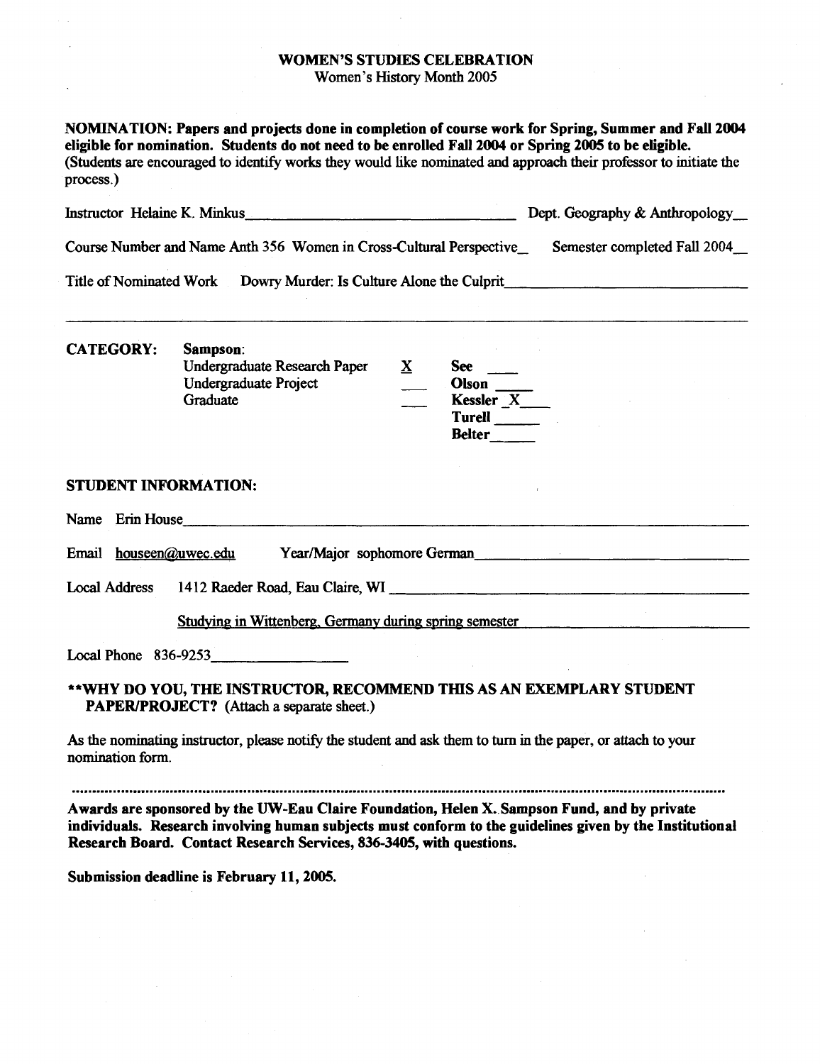# WOMEN'S STUDIES CELEBRATION

Women's History Month 2005

**NOMINATION: Papers and projects done in completion of course work for Spring, Summer and Fall 2004 eligible for nomination. Students do not need to be enrolled Fall 2004 or Spring 2005 to be eligible.**
(Students are encouraged to identify works they would like nominated and approach their professor to initiate the process.)

Instructor Helaine K. Minkus Dept. Geography & Anthropology

Course Number and Name Anth 356 Women in Cross-Cultural Perspective Semester completed Fall 2004

Title of Nominated Work Dowry Murder: Is Culture Alone the Culprit

**CATEGORY:**

**Sampson:**

| | | |
|---|---|---|
| Undergraduate Research Paper | X | **See** ___ |
| Undergraduate Project | ___ | **Olson** ___ |
| Graduate | ___ | **Kessler** X |
| | | **Turell** ___ |
| | | **Belter** ___ |

**STUDENT INFORMATION:**

Name Erin House

Email houseen@uwec.edu Year/Major sophomore German

Local Address 1412 Raeder Road, Eau Claire, WI

Studying in Wittenberg, Germany during spring semester

Local Phone 836-9253

****WHY DO YOU, THE INSTRUCTOR, RECOMMEND THIS AS AN EXEMPLARY STUDENT PAPER/PROJECT?** (Attach a separate sheet.)

As the nominating instructor, please notify the student and ask them to turn in the paper, or attach to your nomination form.

**Awards are sponsored by the UW-Eau Claire Foundation, Helen X. Sampson Fund, and by private individuals. Research involving human subjects must conform to the guidelines given by the Institutional Research Board. Contact Research Services, 836-3405, with questions.**

**Submission deadline is February 11, 2005.**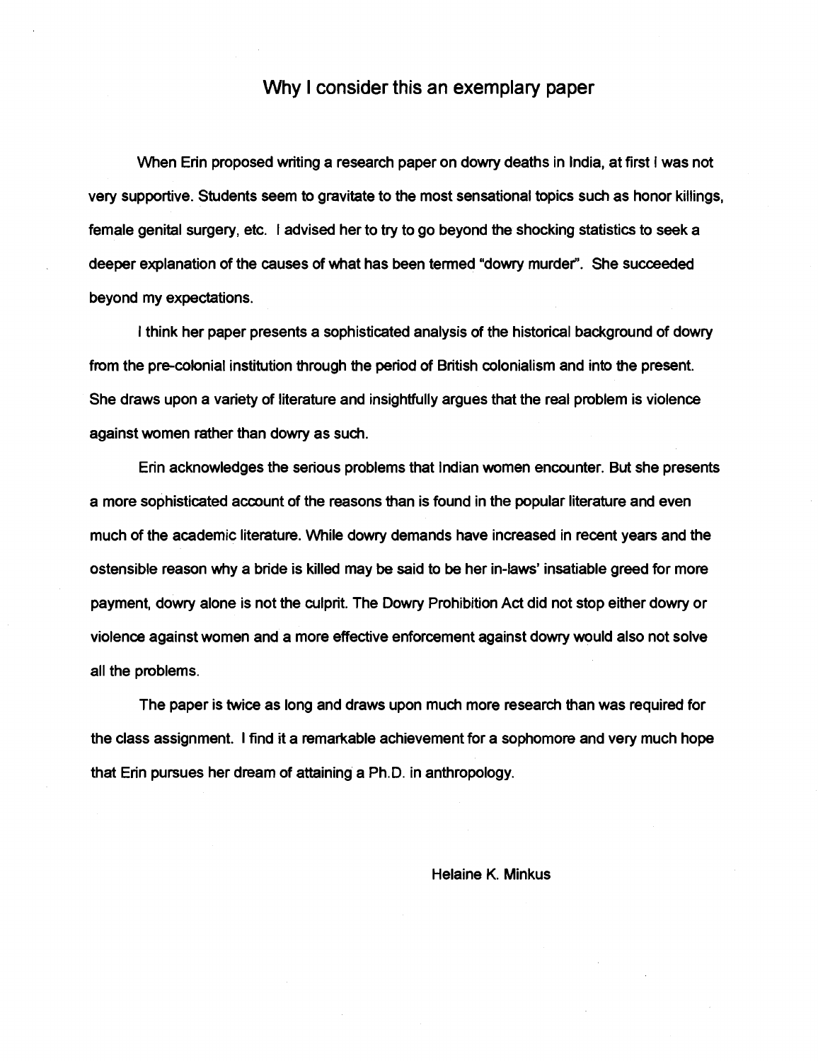## Why I consider this an exemplary paper

When Erin proposed writing a research paper on dowry deaths in India, at first I was not very supportive. Students seem to gravitate to the most sensational topics such as honor killings, female genital surgery, etc. I advised her to try to go beyond the shocking statistics to seek a deeper explanation of the causes of what has been termed "dowry murder". She succeeded beyond my expectations.

I think her paper presents a sophisticated analysis of the historical background of dowry from the pre-colonial institution through the period of British colonialism and into the present. She draws upon a variety of literature and insightfully argues that the real problem is violence against women rather than dowry as such.

Erin acknowledges the serious problems that Indian women encounter. But she presents a more sophisticated account of the reasons than is found in the popular literature and even much of the academic literature. While dowry demands have increased in recent years and the ostensible reason why a bride is killed may be said to be her in-laws' insatiable greed for more payment, dowry alone is not the culprit. The Dowry Prohibition Act did not stop either dowry or violence against women and a more effective enforcement against dowry would also not solve all the problems.

The paper is twice as long and draws upon much more research than was required for the class assignment. I find it a remarkable achievement for a sophomore and very much hope that Erin pursues her dream of attaining a Ph.D. in anthropology.

Helaine K. Minkus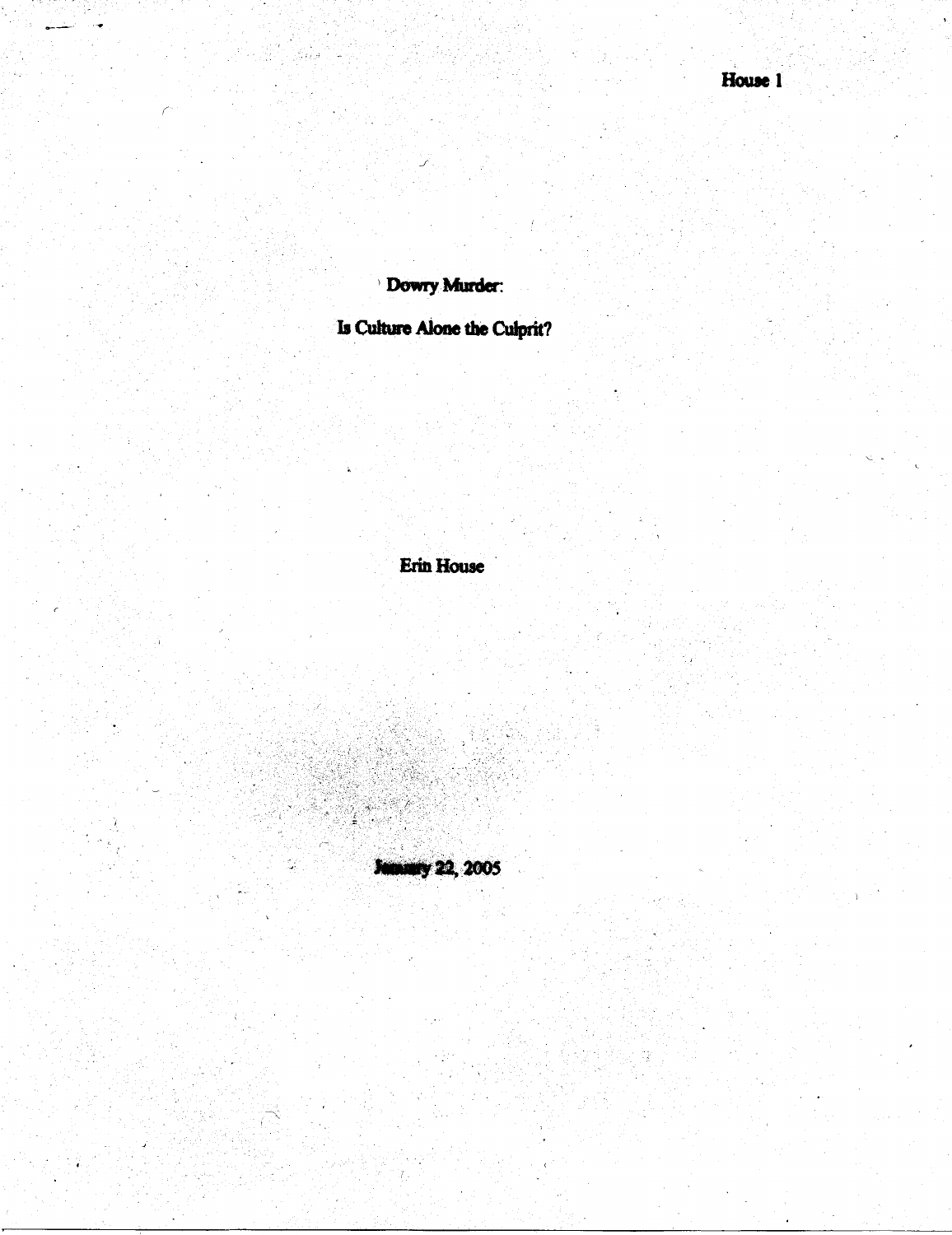# Dowry Murder:

# Is Culture Alone the Culprit?

Erin House

January 22, 2005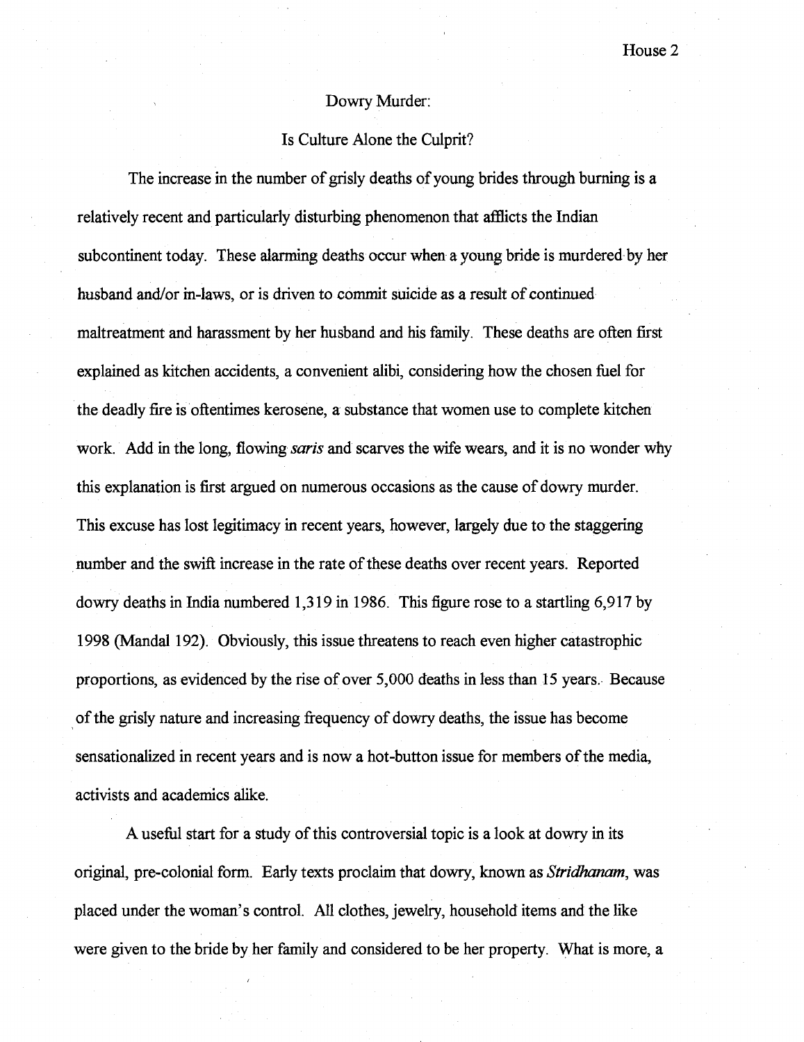Dowry Murder:

Is Culture Alone the Culprit?

The increase in the number of grisly deaths of young brides through burning is a relatively recent and particularly disturbing phenomenon that afflicts the Indian subcontinent today. These alarming deaths occur when a young bride is murdered by her husband and/or in-laws, or is driven to commit suicide as a result of continued maltreatment and harassment by her husband and his family. These deaths are often first explained as kitchen accidents, a convenient alibi, considering how the chosen fuel for the deadly fire is oftentimes kerosene, a substance that women use to complete kitchen work. Add in the long, flowing *saris* and scarves the wife wears, and it is no wonder why this explanation is first argued on numerous occasions as the cause of dowry murder. This excuse has lost legitimacy in recent years, however, largely due to the staggering number and the swift increase in the rate of these deaths over recent years. Reported dowry deaths in India numbered 1,319 in 1986. This figure rose to a startling 6,917 by 1998 (Mandal 192). Obviously, this issue threatens to reach even higher catastrophic proportions, as evidenced by the rise of over 5,000 deaths in less than 15 years. Because of the grisly nature and increasing frequency of dowry deaths, the issue has become sensationalized in recent years and is now a hot-button issue for members of the media, activists and academics alike.

A useful start for a study of this controversial topic is a look at dowry in its original, pre-colonial form. Early texts proclaim that dowry, known as *Stridhanam*, was placed under the woman's control. All clothes, jewelry, household items and the like were given to the bride by her family and considered to be her property. What is more, a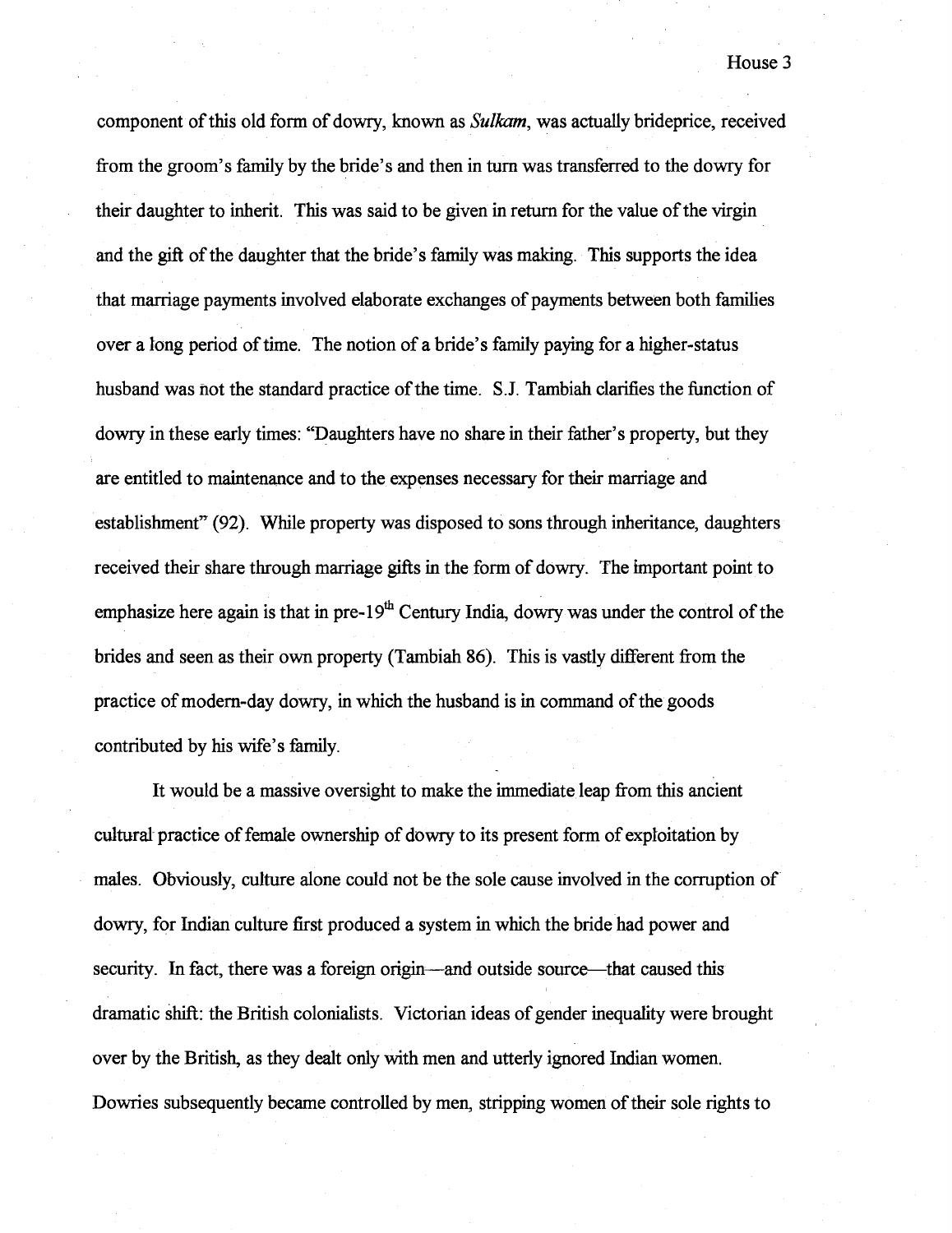component of this old form of dowry, known as *Sulkam*, was actually brideprice, received from the groom's family by the bride's and then in turn was transferred to the dowry for their daughter to inherit. This was said to be given in return for the value of the virgin and the gift of the daughter that the bride's family was making. This supports the idea that marriage payments involved elaborate exchanges of payments between both families over a long period of time. The notion of a bride's family paying for a higher-status husband was not the standard practice of the time. S.J. Tambiah clarifies the function of dowry in these early times: "Daughters have no share in their father's property, but they are entitled to maintenance and to the expenses necessary for their marriage and establishment" (92). While property was disposed to sons through inheritance, daughters received their share through marriage gifts in the form of dowry. The important point to emphasize here again is that in pre-19th Century India, dowry was under the control of the brides and seen as their own property (Tambiah 86). This is vastly different from the practice of modern-day dowry, in which the husband is in command of the goods contributed by his wife's family.

It would be a massive oversight to make the immediate leap from this ancient cultural practice of female ownership of dowry to its present form of exploitation by males. Obviously, culture alone could not be the sole cause involved in the corruption of dowry, for Indian culture first produced a system in which the bride had power and security. In fact, there was a foreign origin—and outside source—that caused this dramatic shift: the British colonialists. Victorian ideas of gender inequality were brought over by the British, as they dealt only with men and utterly ignored Indian women. Dowries subsequently became controlled by men, stripping women of their sole rights to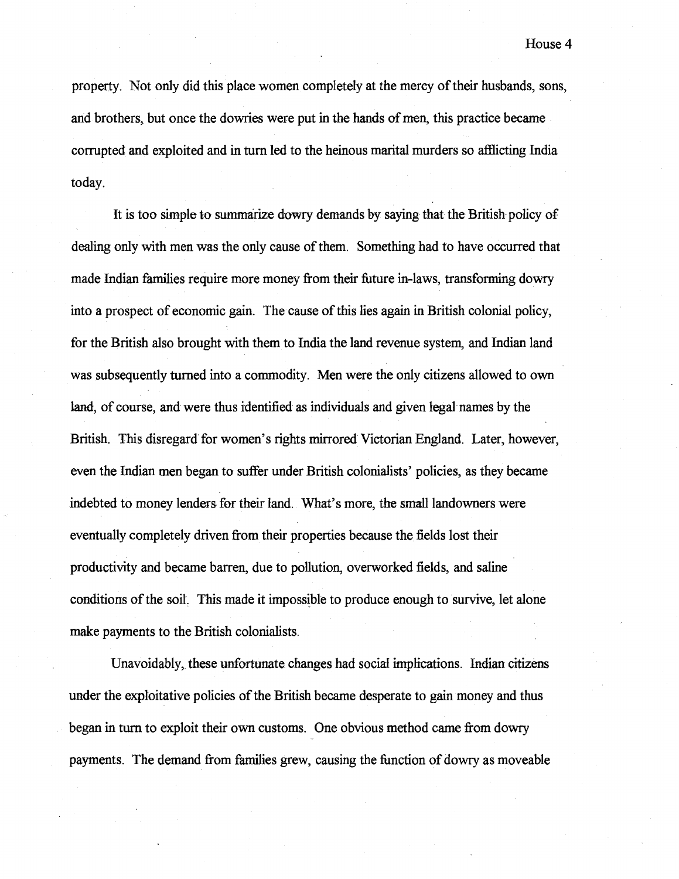property. Not only did this place women completely at the mercy of their husbands, sons, and brothers, but once the dowries were put in the hands of men, this practice became corrupted and exploited and in turn led to the heinous marital murders so afflicting India today.

It is too simple to summarize dowry demands by saying that the British policy of dealing only with men was the only cause of them. Something had to have occurred that made Indian families require more money from their future in-laws, transforming dowry into a prospect of economic gain. The cause of this lies again in British colonial policy, for the British also brought with them to India the land revenue system, and Indian land was subsequently turned into a commodity. Men were the only citizens allowed to own land, of course, and were thus identified as individuals and given legal names by the British. This disregard for women's rights mirrored Victorian England. Later, however, even the Indian men began to suffer under British colonialists' policies, as they became indebted to money lenders for their land. What's more, the small landowners were eventually completely driven from their properties because the fields lost their productivity and became barren, due to pollution, overworked fields, and saline conditions of the soil. This made it impossible to produce enough to survive, let alone make payments to the British colonialists.

Unavoidably, these unfortunate changes had social implications. Indian citizens under the exploitative policies of the British became desperate to gain money and thus began in turn to exploit their own customs. One obvious method came from dowry payments. The demand from families grew, causing the function of dowry as moveable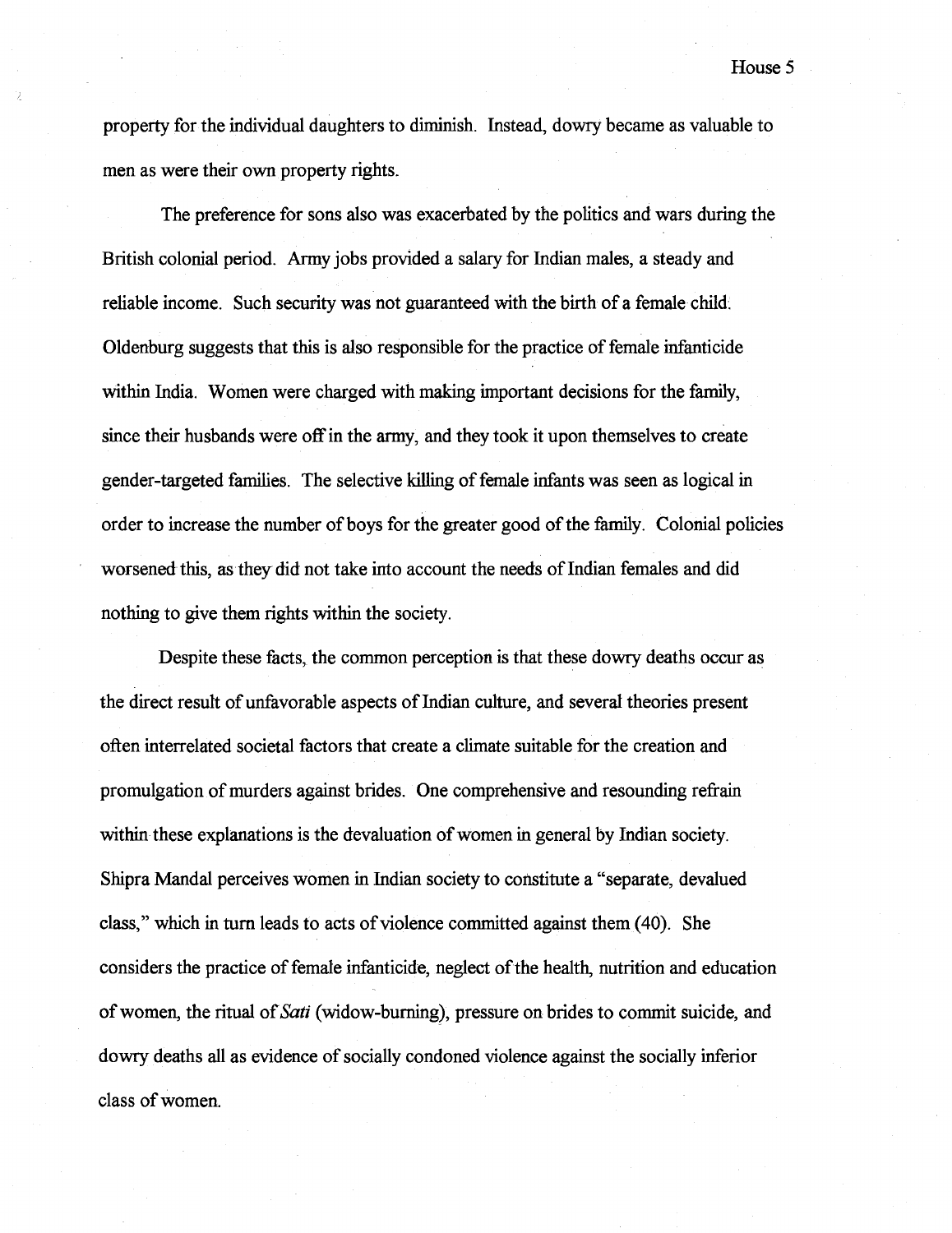property for the individual daughters to diminish. Instead, dowry became as valuable to men as were their own property rights.

The preference for sons also was exacerbated by the politics and wars during the British colonial period. Army jobs provided a salary for Indian males, a steady and reliable income. Such security was not guaranteed with the birth of a female child. Oldenburg suggests that this is also responsible for the practice of female infanticide within India. Women were charged with making important decisions for the family, since their husbands were off in the army, and they took it upon themselves to create gender-targeted families. The selective killing of female infants was seen as logical in order to increase the number of boys for the greater good of the family. Colonial policies worsened this, as they did not take into account the needs of Indian females and did nothing to give them rights within the society.

Despite these facts, the common perception is that these dowry deaths occur as the direct result of unfavorable aspects of Indian culture, and several theories present often interrelated societal factors that create a climate suitable for the creation and promulgation of murders against brides. One comprehensive and resounding refrain within these explanations is the devaluation of women in general by Indian society. Shipra Mandal perceives women in Indian society to constitute a "separate, devalued class," which in turn leads to acts of violence committed against them (40). She considers the practice of female infanticide, neglect of the health, nutrition and education of women, the ritual of *Sati* (widow-burning), pressure on brides to commit suicide, and dowry deaths all as evidence of socially condoned violence against the socially inferior class of women.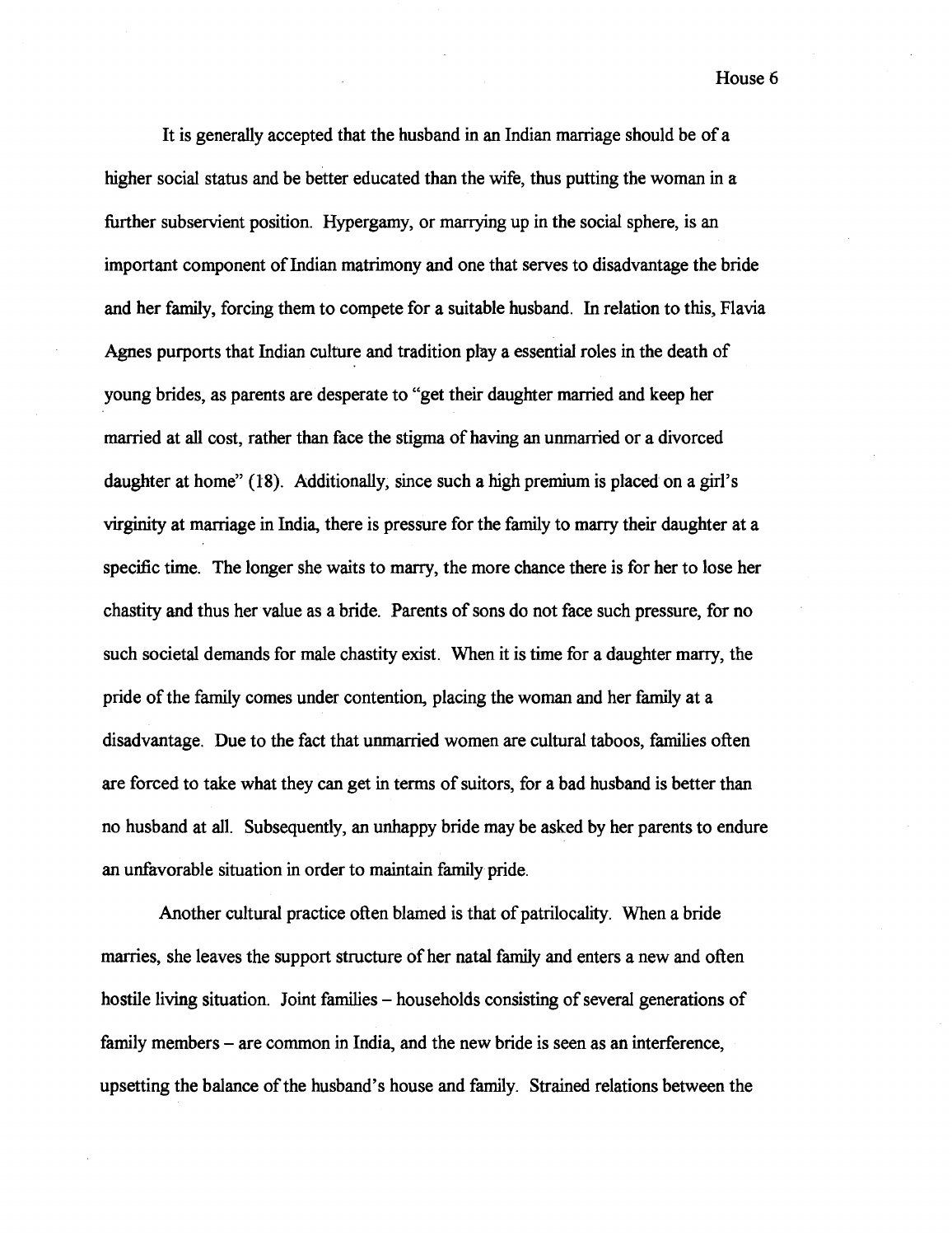It is generally accepted that the husband in an Indian marriage should be of a higher social status and be better educated than the wife, thus putting the woman in a further subservient position. Hypergamy, or marrying up in the social sphere, is an important component of Indian matrimony and one that serves to disadvantage the bride and her family, forcing them to compete for a suitable husband. In relation to this, Flavia Agnes purports that Indian culture and tradition play a essential roles in the death of young brides, as parents are desperate to "get their daughter married and keep her married at all cost, rather than face the stigma of having an unmarried or a divorced daughter at home" (18). Additionally, since such a high premium is placed on a girl's virginity at marriage in India, there is pressure for the family to marry their daughter at a specific time. The longer she waits to marry, the more chance there is for her to lose her chastity and thus her value as a bride. Parents of sons do not face such pressure, for no such societal demands for male chastity exist. When it is time for a daughter marry, the pride of the family comes under contention, placing the woman and her family at a disadvantage. Due to the fact that unmarried women are cultural taboos, families often are forced to take what they can get in terms of suitors, for a bad husband is better than no husband at all. Subsequently, an unhappy bride may be asked by her parents to endure an unfavorable situation in order to maintain family pride.

Another cultural practice often blamed is that of patrilocality. When a bride marries, she leaves the support structure of her natal family and enters a new and often hostile living situation. Joint families – households consisting of several generations of family members – are common in India, and the new bride is seen as an interference, upsetting the balance of the husband's house and family. Strained relations between the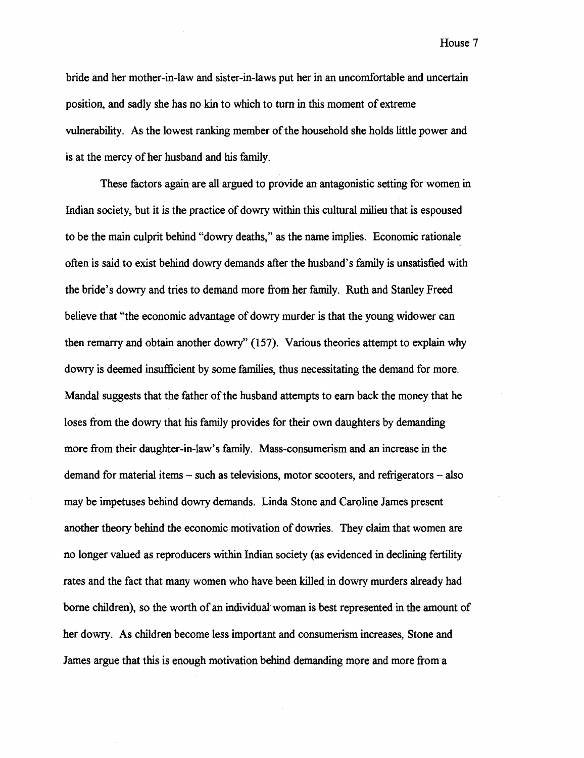bride and her mother-in-law and sister-in-laws put her in an uncomfortable and uncertain position, and sadly she has no kin to which to turn in this moment of extreme vulnerability. As the lowest ranking member of the household she holds little power and is at the mercy of her husband and his family.

These factors again are all argued to provide an antagonistic setting for women in Indian society, but it is the practice of dowry within this cultural milieu that is espoused to be the main culprit behind "dowry deaths," as the name implies. Economic rationale often is said to exist behind dowry demands after the husband's family is unsatisfied with the bride's dowry and tries to demand more from her family. Ruth and Stanley Freed believe that "the economic advantage of dowry murder is that the young widower can then remarry and obtain another dowry" (157). Various theories attempt to explain why dowry is deemed insufficient by some families, thus necessitating the demand for more. Mandal suggests that the father of the husband attempts to earn back the money that he loses from the dowry that his family provides for their own daughters by demanding more from their daughter-in-law's family. Mass-consumerism and an increase in the demand for material items – such as televisions, motor scooters, and refrigerators – also may be impetuses behind dowry demands. Linda Stone and Caroline James present another theory behind the economic motivation of dowries. They claim that women are no longer valued as reproducers within Indian society (as evidenced in declining fertility rates and the fact that many women who have been killed in dowry murders already had borne children), so the worth of an individual woman is best represented in the amount of her dowry. As children become less important and consumerism increases, Stone and James argue that this is enough motivation behind demanding more and more from a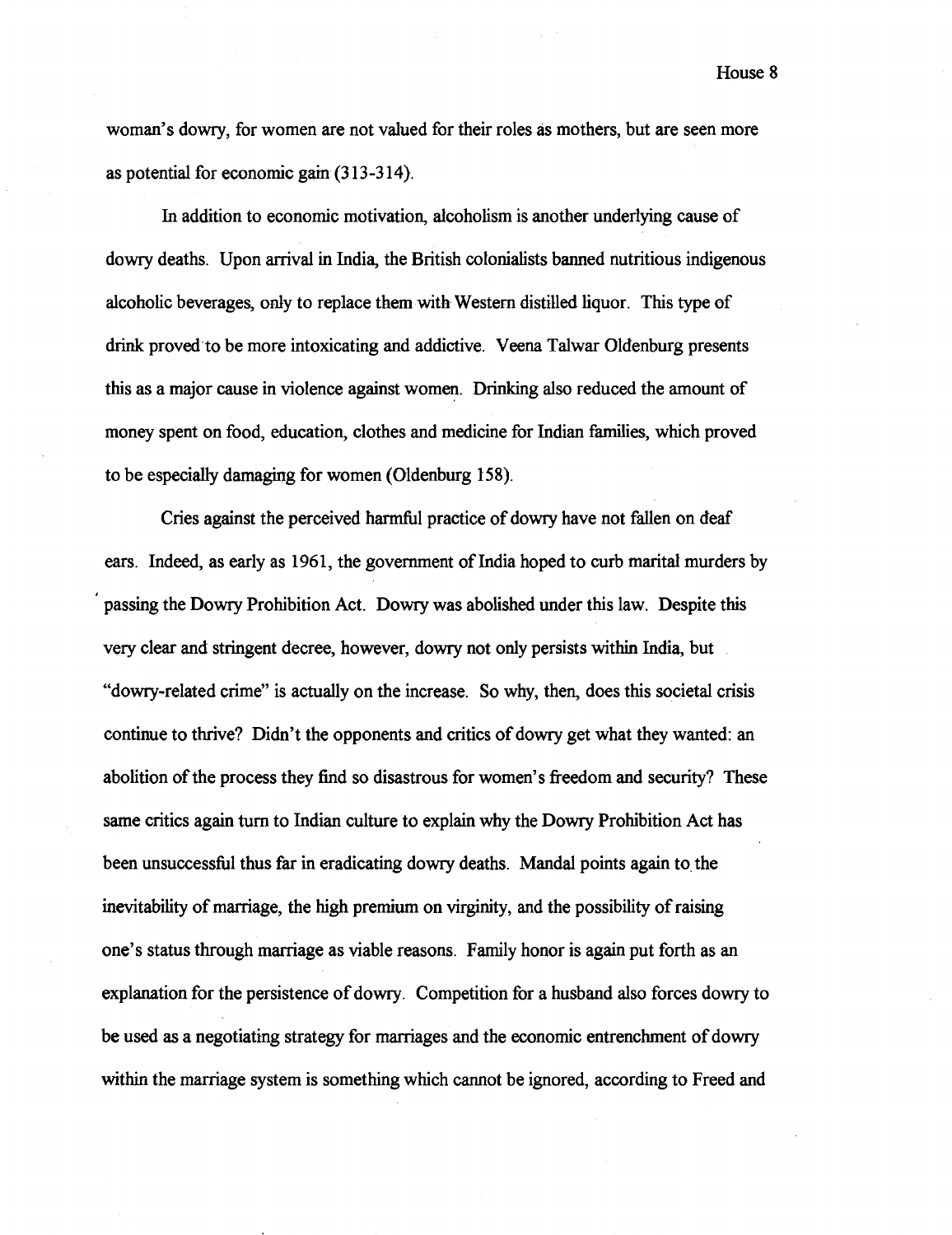woman's dowry, for women are not valued for their roles as mothers, but are seen more as potential for economic gain (313-314).

In addition to economic motivation, alcoholism is another underlying cause of dowry deaths. Upon arrival in India, the British colonialists banned nutritious indigenous alcoholic beverages, only to replace them with Western distilled liquor. This type of drink proved to be more intoxicating and addictive. Veena Talwar Oldenburg presents this as a major cause in violence against women. Drinking also reduced the amount of money spent on food, education, clothes and medicine for Indian families, which proved to be especially damaging for women (Oldenburg 158).

Cries against the perceived harmful practice of dowry have not fallen on deaf ears. Indeed, as early as 1961, the government of India hoped to curb marital murders by passing the Dowry Prohibition Act. Dowry was abolished under this law. Despite this very clear and stringent decree, however, dowry not only persists within India, but "dowry-related crime" is actually on the increase. So why, then, does this societal crisis continue to thrive? Didn't the opponents and critics of dowry get what they wanted: an abolition of the process they find so disastrous for women's freedom and security? These same critics again turn to Indian culture to explain why the Dowry Prohibition Act has been unsuccessful thus far in eradicating dowry deaths. Mandal points again to the inevitability of marriage, the high premium on virginity, and the possibility of raising one's status through marriage as viable reasons. Family honor is again put forth as an explanation for the persistence of dowry. Competition for a husband also forces dowry to be used as a negotiating strategy for marriages and the economic entrenchment of dowry within the marriage system is something which cannot be ignored, according to Freed and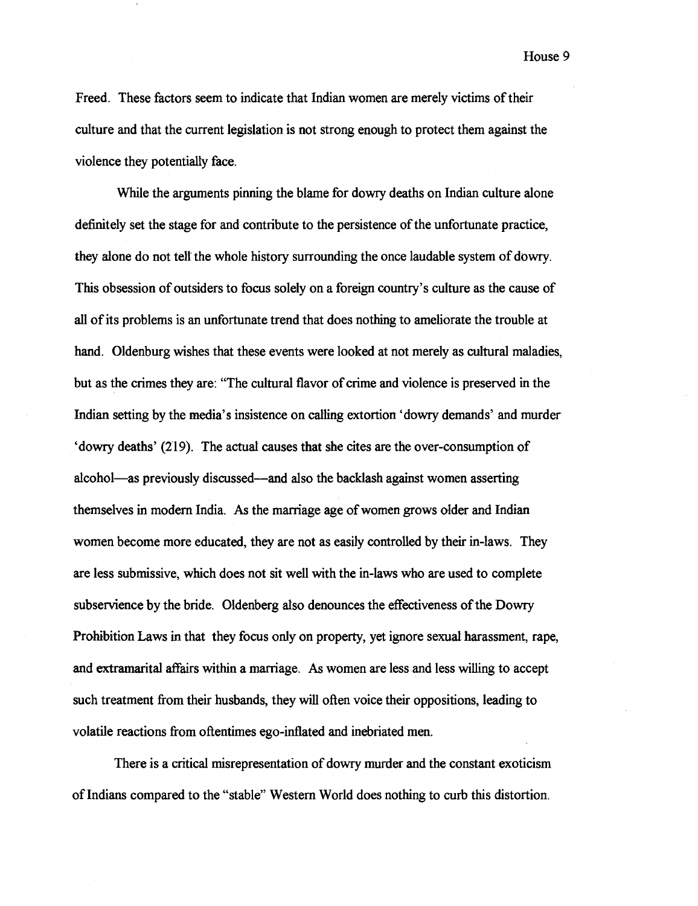Freed. These factors seem to indicate that Indian women are merely victims of their culture and that the current legislation is not strong enough to protect them against the violence they potentially face.

While the arguments pinning the blame for dowry deaths on Indian culture alone definitely set the stage for and contribute to the persistence of the unfortunate practice, they alone do not tell the whole history surrounding the once laudable system of dowry. This obsession of outsiders to focus solely on a foreign country's culture as the cause of all of its problems is an unfortunate trend that does nothing to ameliorate the trouble at hand. Oldenburg wishes that these events were looked at not merely as cultural maladies, but as the crimes they are: "The cultural flavor of crime and violence is preserved in the Indian setting by the media's insistence on calling extortion 'dowry demands' and murder 'dowry deaths' (219). The actual causes that she cites are the over-consumption of alcohol—as previously discussed—and also the backlash against women asserting themselves in modern India. As the marriage age of women grows older and Indian women become more educated, they are not as easily controlled by their in-laws. They are less submissive, which does not sit well with the in-laws who are used to complete subservience by the bride. Oldenberg also denounces the effectiveness of the Dowry Prohibition Laws in that they focus only on property, yet ignore sexual harassment, rape, and extramarital affairs within a marriage. As women are less and less willing to accept such treatment from their husbands, they will often voice their oppositions, leading to volatile reactions from oftentimes ego-inflated and inebriated men.

There is a critical misrepresentation of dowry murder and the constant exoticism of Indians compared to the "stable" Western World does nothing to curb this distortion.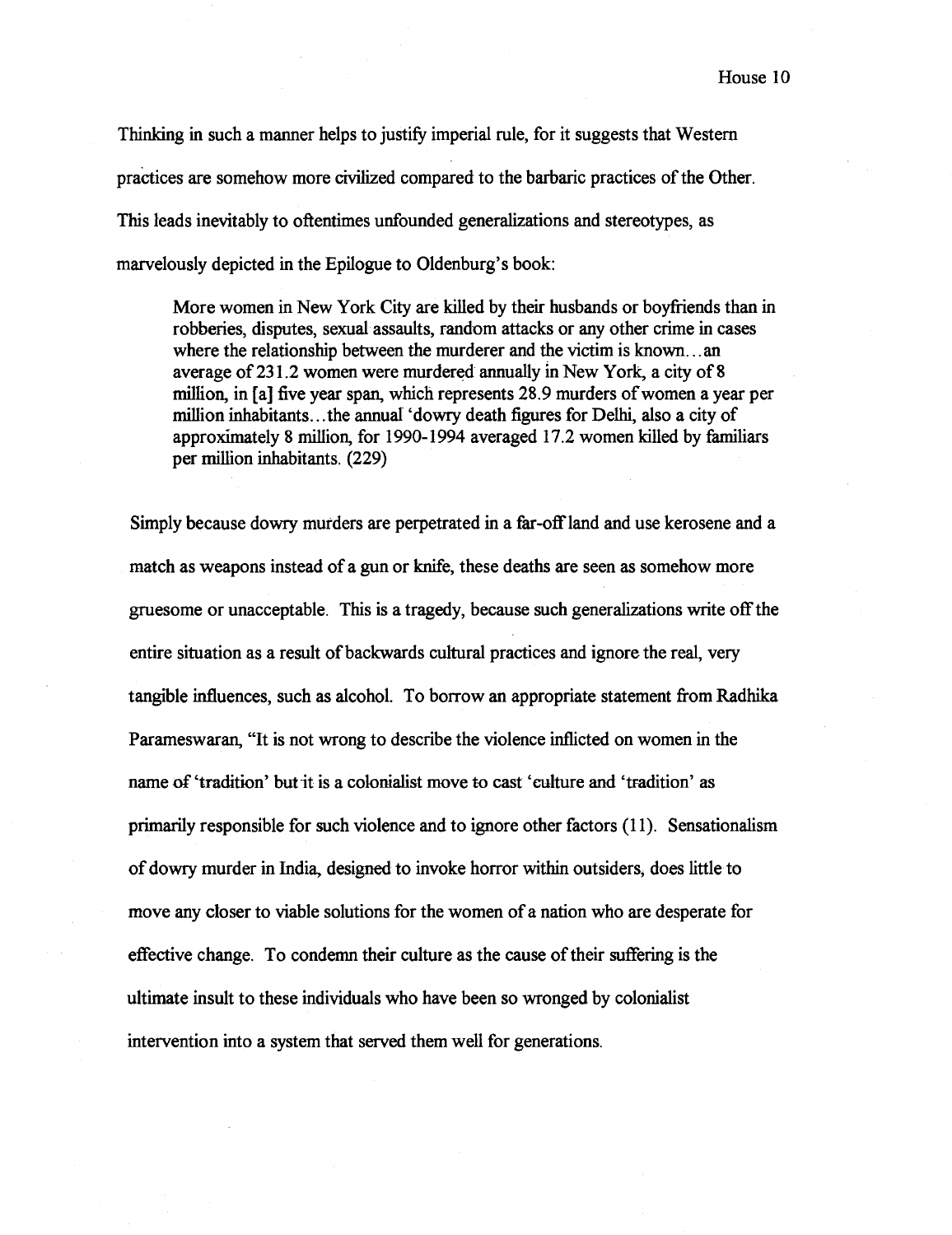Thinking in such a manner helps to justify imperial rule, for it suggests that Western practices are somehow more civilized compared to the barbaric practices of the Other. This leads inevitably to oftentimes unfounded generalizations and stereotypes, as marvelously depicted in the Epilogue to Oldenburg's book:

> More women in New York City are killed by their husbands or boyfriends than in robberies, disputes, sexual assaults, random attacks or any other crime in cases where the relationship between the murderer and the victim is known…an average of 231.2 women were murdered annually in New York, a city of 8 million, in [a] five year span, which represents 28.9 murders of women a year per million inhabitants…the annual 'dowry death figures for Delhi, also a city of approximately 8 million, for 1990-1994 averaged 17.2 women killed by familiars per million inhabitants. (229)

Simply because dowry murders are perpetrated in a far-off land and use kerosene and a match as weapons instead of a gun or knife, these deaths are seen as somehow more gruesome or unacceptable. This is a tragedy, because such generalizations write off the entire situation as a result of backwards cultural practices and ignore the real, very tangible influences, such as alcohol. To borrow an appropriate statement from Radhika Parameswaran, "It is not wrong to describe the violence inflicted on women in the name of 'tradition' but it is a colonialist move to cast 'culture and 'tradition' as primarily responsible for such violence and to ignore other factors (11). Sensationalism of dowry murder in India, designed to invoke horror within outsiders, does little to move any closer to viable solutions for the women of a nation who are desperate for effective change. To condemn their culture as the cause of their suffering is the ultimate insult to these individuals who have been so wronged by colonialist intervention into a system that served them well for generations.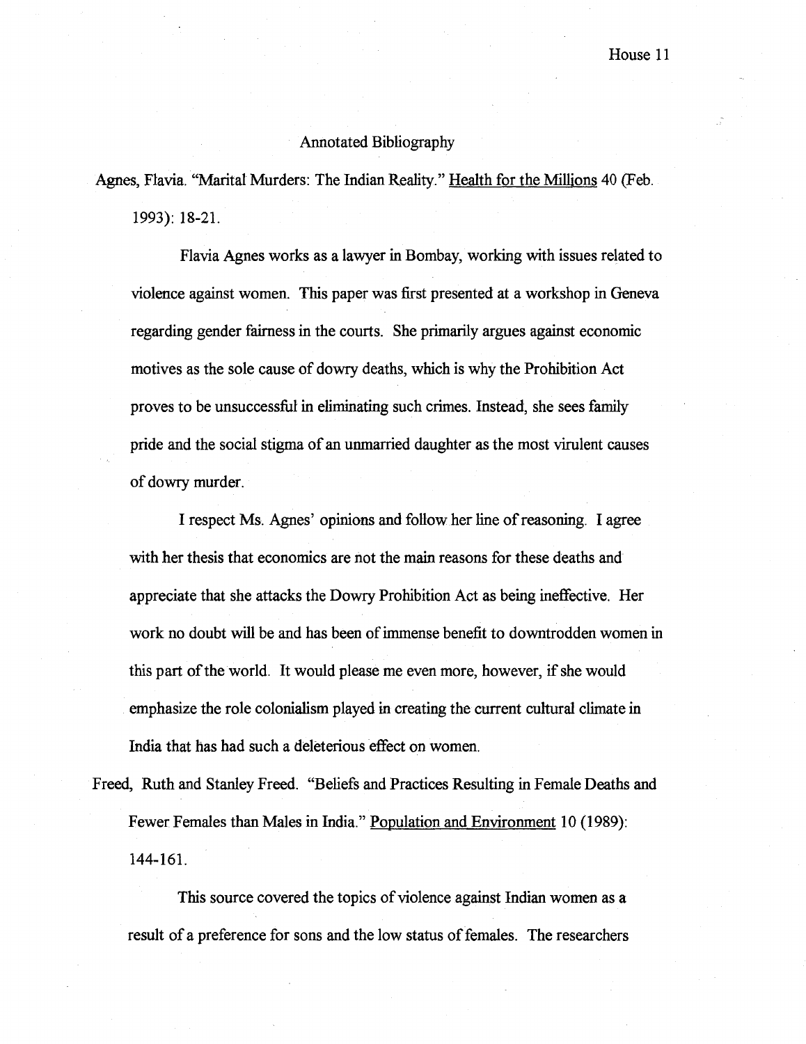# Annotated Bibliography

Agnes, Flavia. "Marital Murders: The Indian Reality." Health for the Millions 40 (Feb. 1993): 18-21.

Flavia Agnes works as a lawyer in Bombay, working with issues related to violence against women. This paper was first presented at a workshop in Geneva regarding gender fairness in the courts. She primarily argues against economic motives as the sole cause of dowry deaths, which is why the Prohibition Act proves to be unsuccessful in eliminating such crimes. Instead, she sees family pride and the social stigma of an unmarried daughter as the most virulent causes of dowry murder.

I respect Ms. Agnes' opinions and follow her line of reasoning. I agree with her thesis that economics are not the main reasons for these deaths and appreciate that she attacks the Dowry Prohibition Act as being ineffective. Her work no doubt will be and has been of immense benefit to downtrodden women in this part of the world. It would please me even more, however, if she would emphasize the role colonialism played in creating the current cultural climate in India that has had such a deleterious effect on women.

Freed, Ruth and Stanley Freed. "Beliefs and Practices Resulting in Female Deaths and Fewer Females than Males in India." Population and Environment 10 (1989): 144-161.

This source covered the topics of violence against Indian women as a result of a preference for sons and the low status of females. The researchers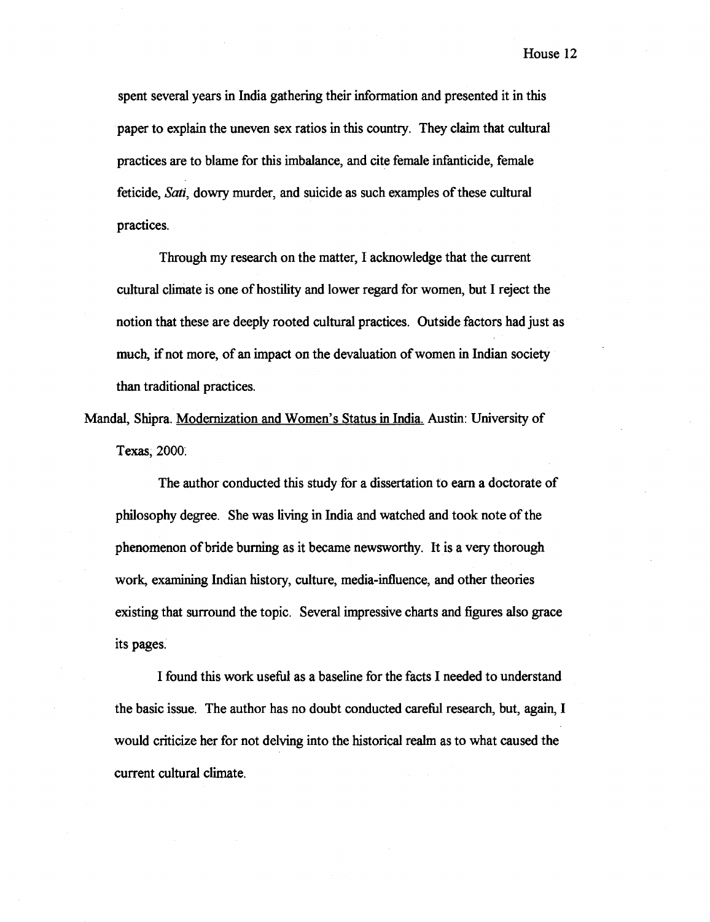spent several years in India gathering their information and presented it in this paper to explain the uneven sex ratios in this country. They claim that cultural practices are to blame for this imbalance, and cite female infanticide, female feticide, *Sati*, dowry murder, and suicide as such examples of these cultural practices.

Through my research on the matter, I acknowledge that the current cultural climate is one of hostility and lower regard for women, but I reject the notion that these are deeply rooted cultural practices. Outside factors had just as much, if not more, of an impact on the devaluation of women in Indian society than traditional practices.

Mandal, Shipra. Modernization and Women's Status in India. Austin: University of Texas, 2000.

The author conducted this study for a dissertation to earn a doctorate of philosophy degree. She was living in India and watched and took note of the phenomenon of bride burning as it became newsworthy. It is a very thorough work, examining Indian history, culture, media-influence, and other theories existing that surround the topic. Several impressive charts and figures also grace its pages.

I found this work useful as a baseline for the facts I needed to understand the basic issue. The author has no doubt conducted careful research, but, again, I would criticize her for not delving into the historical realm as to what caused the current cultural climate.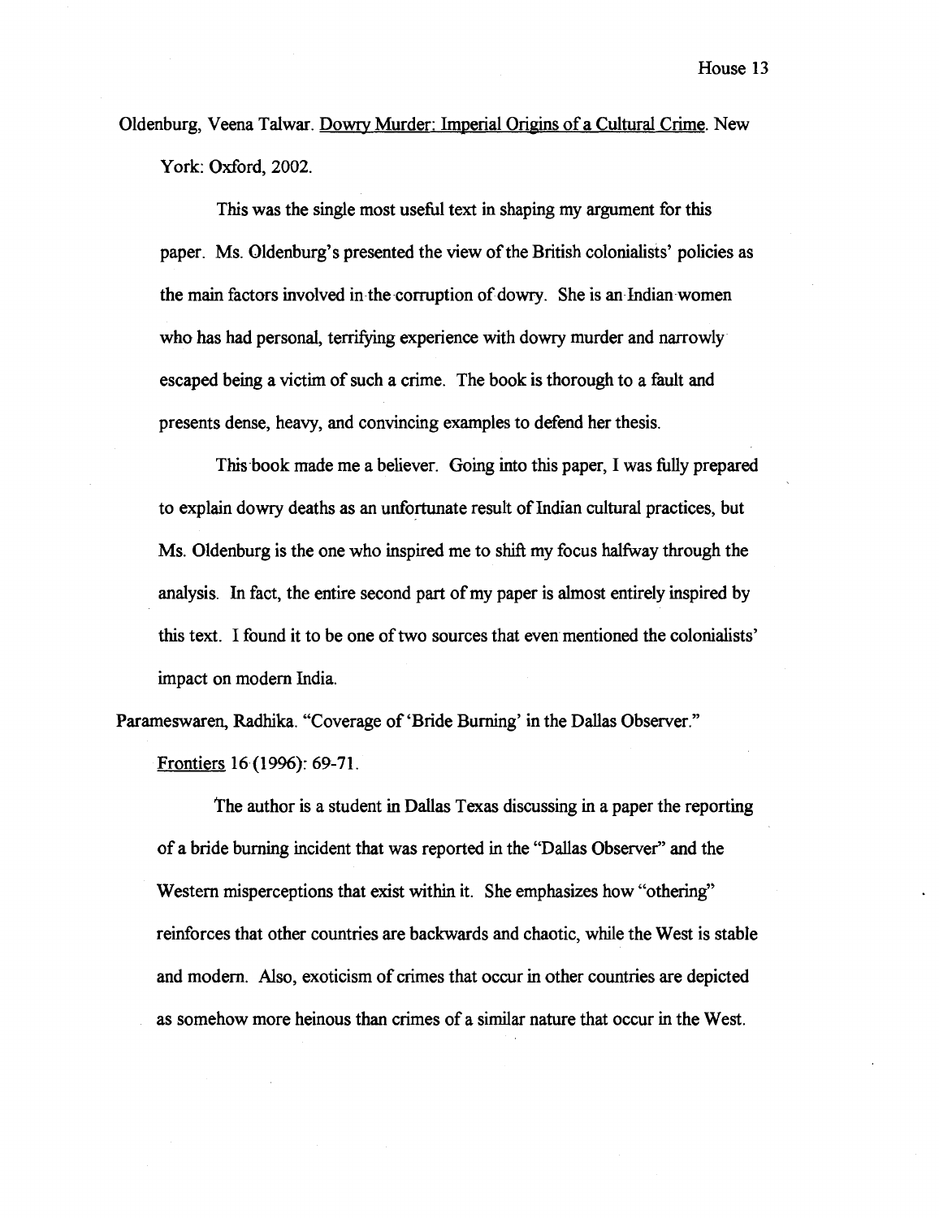Oldenburg, Veena Talwar. Dowry Murder: Imperial Origins of a Cultural Crime. New York: Oxford, 2002.

This was the single most useful text in shaping my argument for this paper. Ms. Oldenburg's presented the view of the British colonialists' policies as the main factors involved in the corruption of dowry. She is an Indian women who has had personal, terrifying experience with dowry murder and narrowly escaped being a victim of such a crime. The book is thorough to a fault and presents dense, heavy, and convincing examples to defend her thesis.

This book made me a believer. Going into this paper, I was fully prepared to explain dowry deaths as an unfortunate result of Indian cultural practices, but Ms. Oldenburg is the one who inspired me to shift my focus halfway through the analysis. In fact, the entire second part of my paper is almost entirely inspired by this text. I found it to be one of two sources that even mentioned the colonialists' impact on modern India.

Parameswaren, Radhika. "Coverage of 'Bride Burning' in the Dallas Observer." Frontiers 16 (1996): 69-71.

The author is a student in Dallas Texas discussing in a paper the reporting of a bride burning incident that was reported in the "Dallas Observer" and the Western misperceptions that exist within it. She emphasizes how "othering" reinforces that other countries are backwards and chaotic, while the West is stable and modern. Also, exoticism of crimes that occur in other countries are depicted as somehow more heinous than crimes of a similar nature that occur in the West.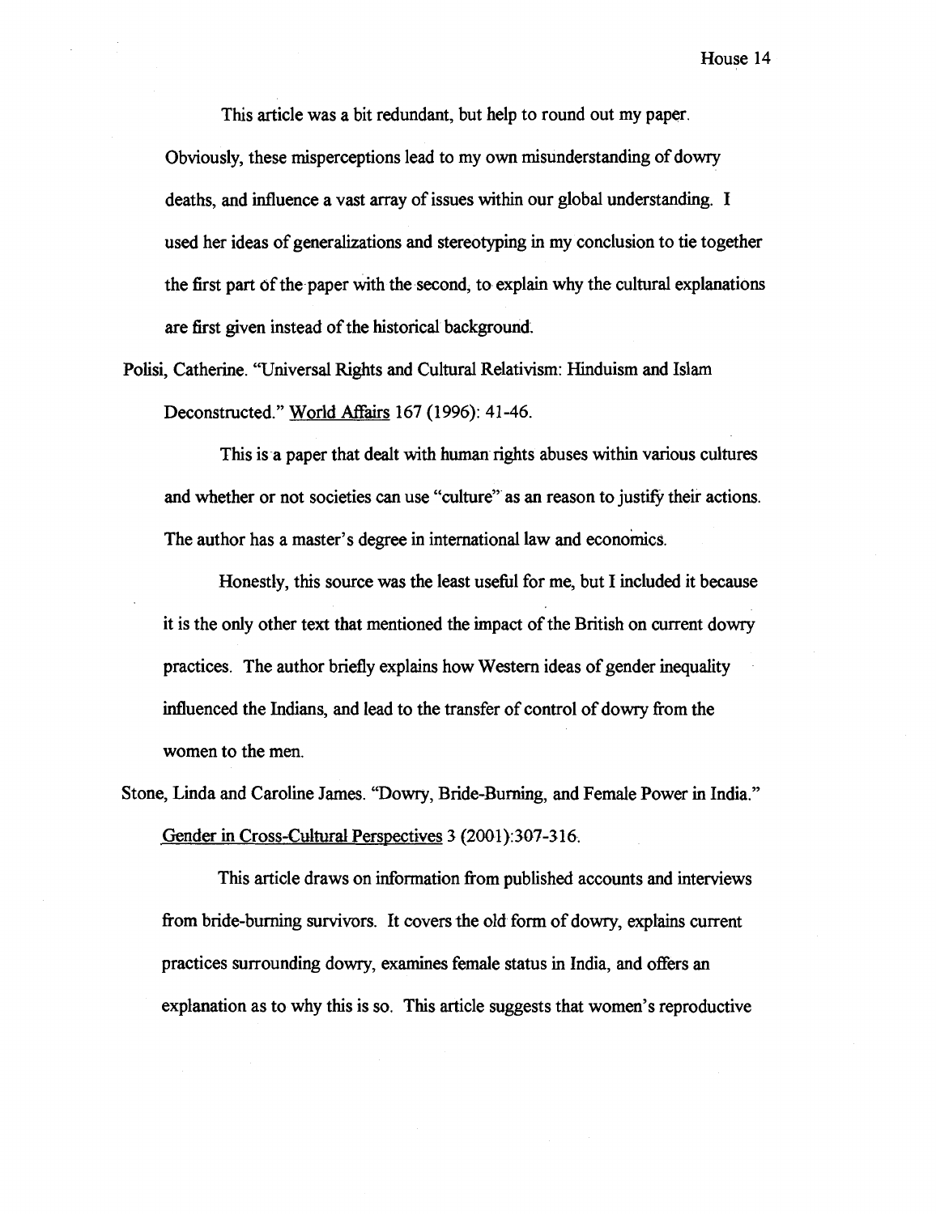This article was a bit redundant, but help to round out my paper. Obviously, these misperceptions lead to my own misunderstanding of dowry deaths, and influence a vast array of issues within our global understanding. I used her ideas of generalizations and stereotyping in my conclusion to tie together the first part of the paper with the second, to explain why the cultural explanations are first given instead of the historical background.

Polisi, Catherine. "Universal Rights and Cultural Relativism: Hinduism and Islam Deconstructed." World Affairs 167 (1996): 41-46.

This is a paper that dealt with human rights abuses within various cultures and whether or not societies can use "culture" as an reason to justify their actions. The author has a master's degree in international law and economics.

Honestly, this source was the least useful for me, but I included it because it is the only other text that mentioned the impact of the British on current dowry practices. The author briefly explains how Western ideas of gender inequality influenced the Indians, and lead to the transfer of control of dowry from the women to the men.

Stone, Linda and Caroline James. "Dowry, Bride-Burning, and Female Power in India." Gender in Cross-Cultural Perspectives 3 (2001):307-316.

This article draws on information from published accounts and interviews from bride-burning survivors. It covers the old form of dowry, explains current practices surrounding dowry, examines female status in India, and offers an explanation as to why this is so. This article suggests that women's reproductive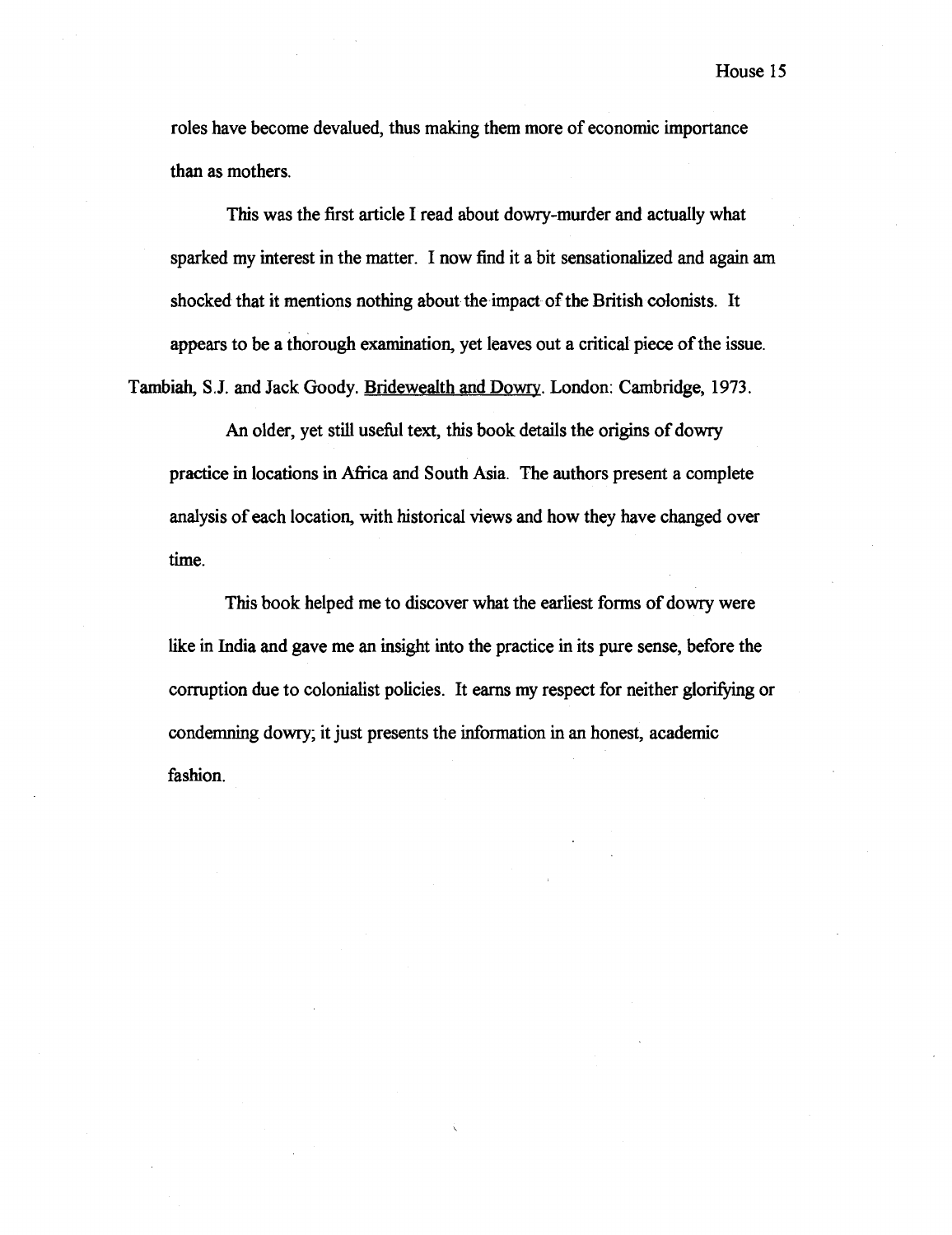roles have become devalued, thus making them more of economic importance than as mothers.

This was the first article I read about dowry-murder and actually what sparked my interest in the matter. I now find it a bit sensationalized and again am shocked that it mentions nothing about the impact of the British colonists. It appears to be a thorough examination, yet leaves out a critical piece of the issue.

Tambiah, S.J. and Jack Goody. Bridewealth and Dowry. London: Cambridge, 1973.

An older, yet still useful text, this book details the origins of dowry practice in locations in Africa and South Asia. The authors present a complete analysis of each location, with historical views and how they have changed over time.

This book helped me to discover what the earliest forms of dowry were like in India and gave me an insight into the practice in its pure sense, before the corruption due to colonialist policies. It earns my respect for neither glorifying or condemning dowry; it just presents the information in an honest, academic fashion.